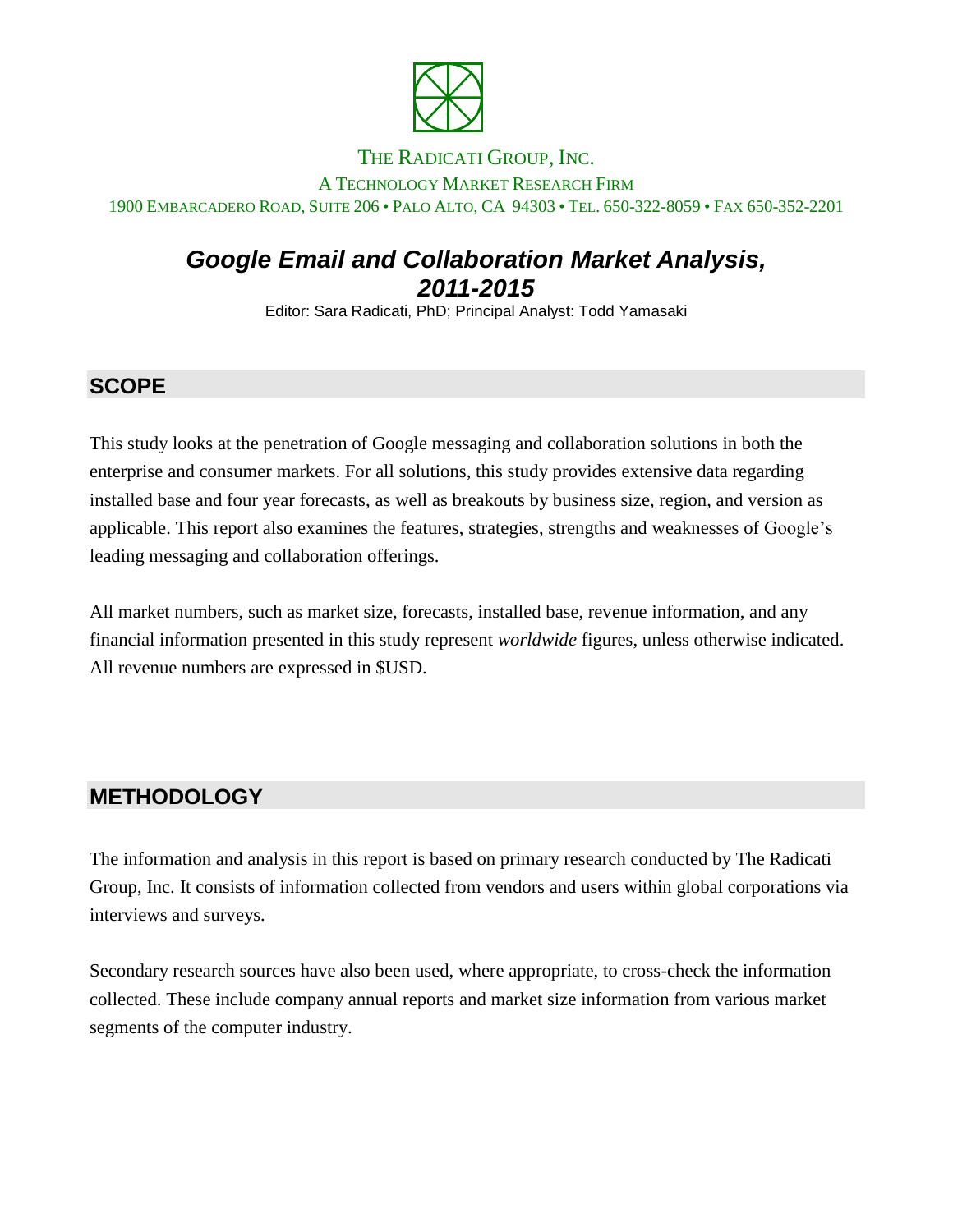THE RADICATI GROUP, INC.

A TECHNOLOGY MARKET RESEARCH FIRM

1900 EMBARCADERO ROAD, SUITE 206 • PALO ALTO, CA 94303 • TEL. 650-322-8059 • FAX 650-352-2201

# *Google Email and Collaboration Market Analysis, 2011-2015*

Editor: Sara Radicati, PhD; Principal Analyst: Todd Yamasaki

## SCOPE

This study looks at the penetration of Google messaging and collaboration solutions in both the enterprise and consumer markets. For all solutions, this study provides extensive data regarding installed base and four year forecasts, as well as breakouts by business size, region, and version as applicable. This report also examines the features, strategies, strengths and weaknesses of Google's leading messaging and collaboration offerings.

All market numbers, such as market size, forecasts, installed base, revenue information, and any financial information presented in this study represent *worldwide* figures, unless otherwise indicated. All revenue numbers are expressed in $USD.

## METHODOLOGY

The information and analysis in this report is based on primary research conducted by The Radicati Group, Inc. It consists of information collected from vendors and users within global corporations via interviews and surveys.

Secondary research sources have also been used, where appropriate, to cross-check the information collected. These include company annual reports and market size information from various market segments of the computer industry.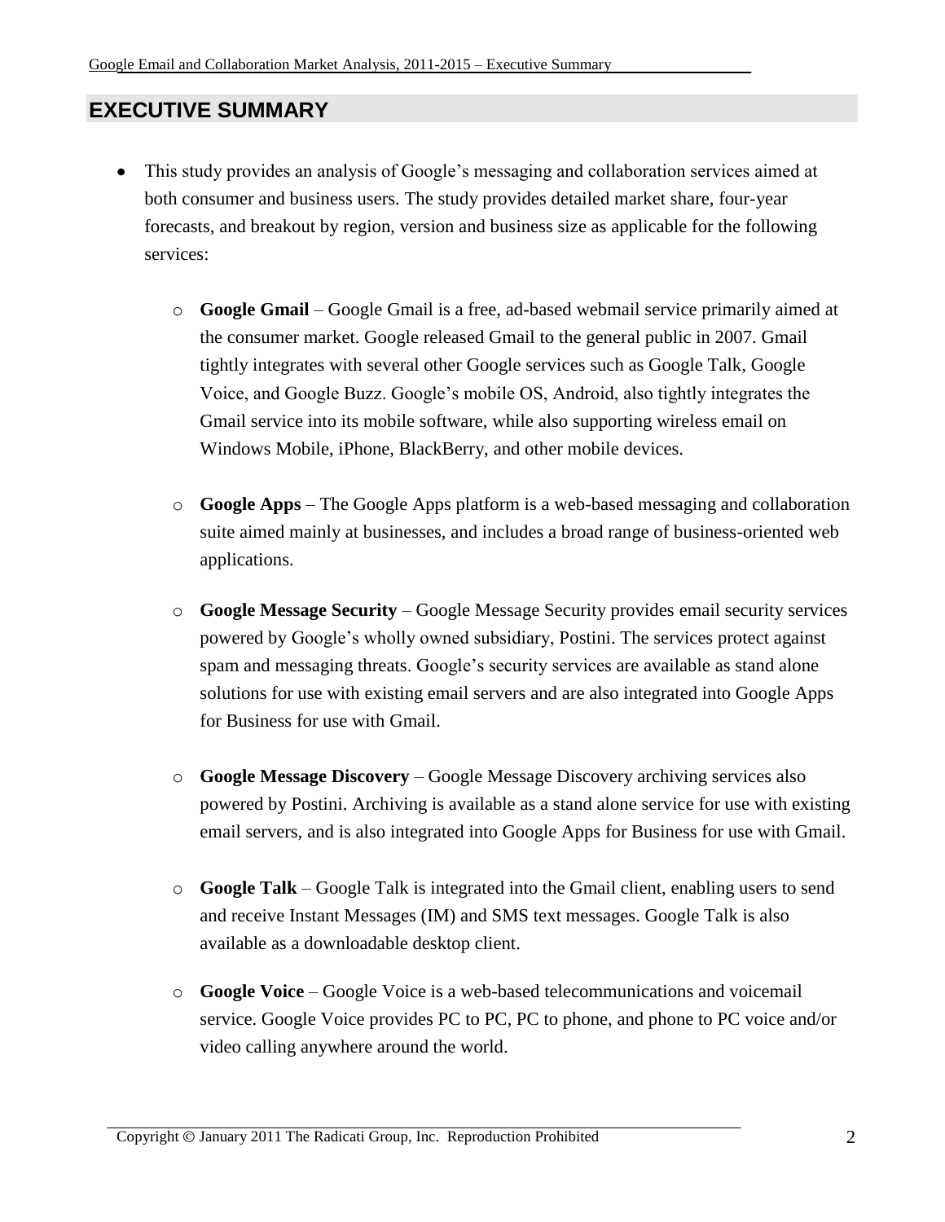## EXECUTIVE SUMMARY

- This study provides an analysis of Google's messaging and collaboration services aimed at both consumer and business users. The study provides detailed market share, four-year forecasts, and breakout by region, version and business size as applicable for the following services:

    - **Google Gmail** – Google Gmail is a free, ad-based webmail service primarily aimed at the consumer market. Google released Gmail to the general public in 2007. Gmail tightly integrates with several other Google services such as Google Talk, Google Voice, and Google Buzz. Google's mobile OS, Android, also tightly integrates the Gmail service into its mobile software, while also supporting wireless email on Windows Mobile, iPhone, BlackBerry, and other mobile devices.

    - **Google Apps** – The Google Apps platform is a web-based messaging and collaboration suite aimed mainly at businesses, and includes a broad range of business-oriented web applications.

    - **Google Message Security** – Google Message Security provides email security services powered by Google's wholly owned subsidiary, Postini. The services protect against spam and messaging threats. Google's security services are available as stand alone solutions for use with existing email servers and are also integrated into Google Apps for Business for use with Gmail.

    - **Google Message Discovery** – Google Message Discovery archiving services also powered by Postini. Archiving is available as a stand alone service for use with existing email servers, and is also integrated into Google Apps for Business for use with Gmail.

    - **Google Talk** – Google Talk is integrated into the Gmail client, enabling users to send and receive Instant Messages (IM) and SMS text messages. Google Talk is also available as a downloadable desktop client.

    - **Google Voice** – Google Voice is a web-based telecommunications and voicemail service. Google Voice provides PC to PC, PC to phone, and phone to PC voice and/or video calling anywhere around the world.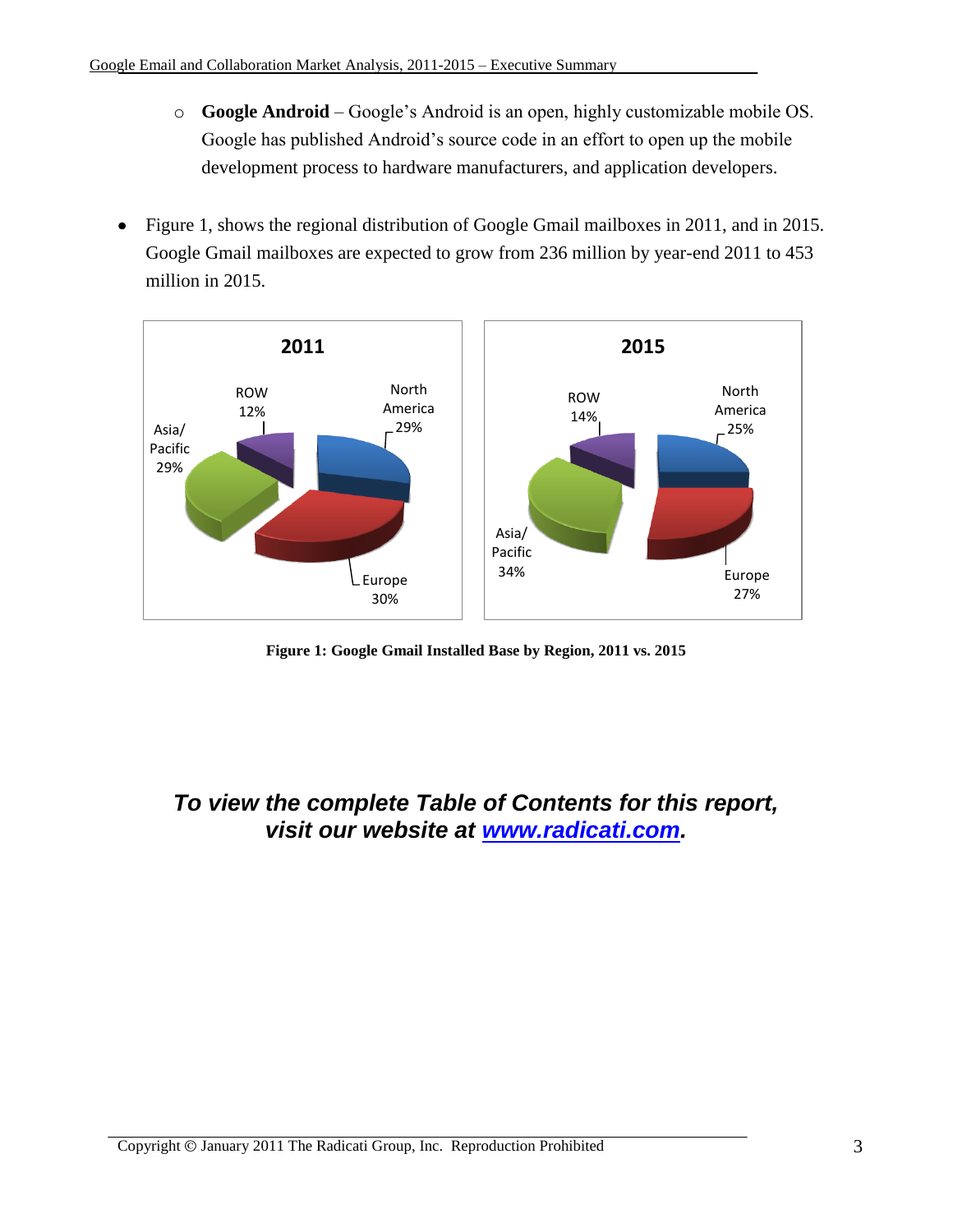- **Google Android** – Google's Android is an open, highly customizable mobile OS. Google has published Android's source code in an effort to open up the mobile development process to hardware manufacturers, and application developers.

- Figure 1, shows the regional distribution of Google Gmail mailboxes in 2011, and in 2015. Google Gmail mailboxes are expected to grow from 236 million by year-end 2011 to 453 million in 2015.

2011

ROW 12%

North America 29%

Asia/ Pacific 29%

Europe 30%

2015

ROW 14%

North America 25%

Asia/ Pacific 34%

Europe 27%

**Figure 1: Google Gmail Installed Base by Region, 2011 vs. 2015**

***To view the complete Table of Contents for this report, visit our website at [www.radicati.com](http://www.radicati.com).***

Copyright © January 2011 The Radicati Group, Inc. Reproduction Prohibited